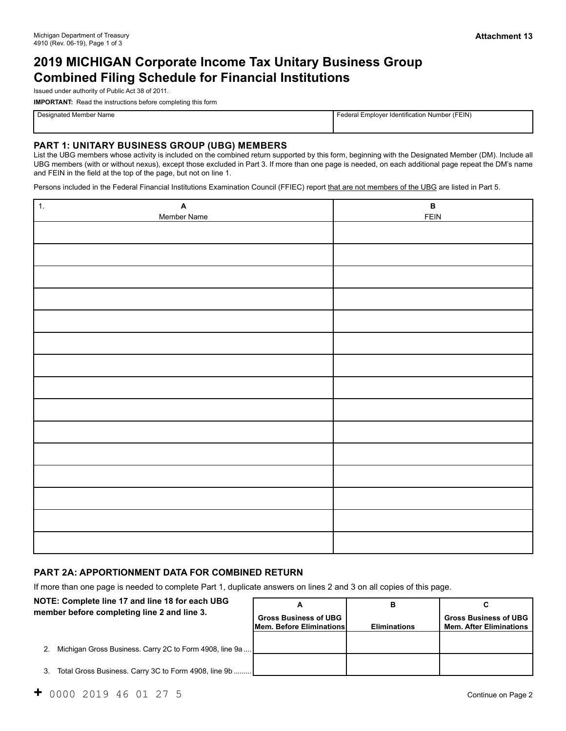Michigan Department of Treasury
4910 (Rev. 06-19), Page 1 of 3

**Attachment 13**

# 2019 MICHIGAN Corporate Income Tax Unitary Business Group Combined Filing Schedule for Financial Institutions

Issued under authority of Public Act 38 of 2011.

**IMPORTANT:** Read the instructions before completing this form

| Designated Member Name | Federal Employer Identification Number (FEIN) |
|---|---|
| | |

## PART 1: UNITARY BUSINESS GROUP (UBG) MEMBERS

List the UBG members whose activity is included on the combined return supported by this form, beginning with the Designated Member (DM). Include all UBG members (with or without nexus), except those excluded in Part 3. If more than one page is needed, on each additional page repeat the DM's name and FEIN in the field at the top of the page, but not on line 1.

Persons included in the Federal Financial Institutions Examination Council (FFIEC) report that are not members of the UBG are listed in Part 5.

| 1. A<br>Member Name | B<br>FEIN |
|---|---|
| | |
| | |
| | |
| | |
| | |
| | |
| | |
| | |
| | |
| | |
| | |
| | |
| | |
| | |
| | |

## PART 2A: APPORTIONMENT DATA FOR COMBINED RETURN

If more than one page is needed to complete Part 1, duplicate answers on lines 2 and 3 on all copies of this page.

| **NOTE: Complete line 17 and line 18 for each UBG member before completing line 2 and line 3.** | A<br>Gross Business of UBG Mem. Before Eliminations | B<br>Eliminations | C<br>Gross Business of UBG Mem. After Eliminations |
|---|---|---|---|
| 2. Michigan Gross Business. Carry 2C to Form 4908, line 9a | | | |
| 3. Total Gross Business. Carry 3C to Form 4908, line 9b | | | |

\+ 0000 2019 46 01 27 5

Continue on Page 2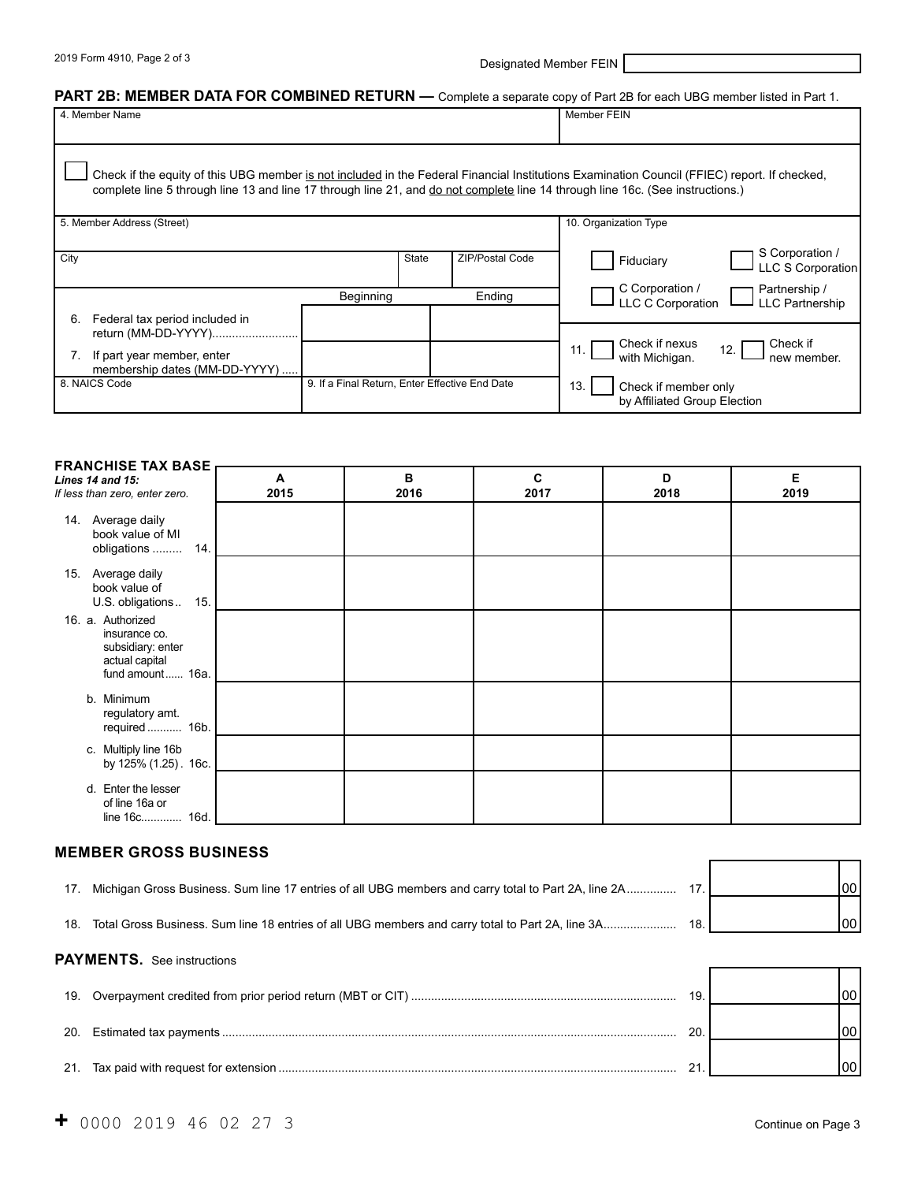2019 Form 4910, Page 2 of 3

Designated Member FEIN

## PART 2B: MEMBER DATA FOR COMBINED RETURN — Complete a separate copy of Part 2B for each UBG member listed in Part 1.

| 4. Member Name | | | Member FEIN |
|---|---|---|---|

☐ Check if the equity of this UBG member is not included in the Federal Financial Institutions Examination Council (FFIEC) report. If checked, complete line 5 through line 13 and line 17 through line 21, and do not complete line 14 through line 16c. (See instructions.)

| 5. Member Address (Street) | | | 10. Organization Type |
|---|---|---|---|
| City | State | ZIP/Postal Code | ☐ Fiduciary ☐ S Corporation / LLC S Corporation ☐ C Corporation / LLC C Corporation ☐ Partnership / LLC Partnership |
| | Beginning | Ending | |
| 6. Federal tax period included in return (MM-DD-YYYY) | | | 11. ☐ Check if nexus with Michigan. 12. ☐ Check if new member. |
| 7. If part year member, enter membership dates (MM-DD-YYYY) | | | |
| 8. NAICS Code | 9. If a Final Return, Enter Effective End Date | | 13. ☐ Check if member only by Affiliated Group Election |

### FRANCHISE TAX BASE

*Lines 14 and 15: If less than zero, enter zero.*

| | A 2015 | B 2016 | C 2017 | D 2018 | E 2019 |
|---|---|---|---|---|---|
| 14. Average daily book value of MI obligations ......... 14. | | | | | |
| 15. Average daily book value of U.S. obligations.. 15. | | | | | |
| 16. a. Authorized insurance co. subsidiary: enter actual capital fund amount...... 16a. | | | | | |
| b. Minimum regulatory amt. required ........... 16b. | | | | | |
| c. Multiply line 16b by 125% (1.25). 16c. | | | | | |
| d. Enter the lesser of line 16a or line 16c............ 16d. | | | | | |

### MEMBER GROSS BUSINESS

| | | |
|---|---|---|
| 17. Michigan Gross Business. Sum line 17 entries of all UBG members and carry total to Part 2A, line 2A.............. | 17. | 00 |
| 18. Total Gross Business. Sum line 18 entries of all UBG members and carry total to Part 2A, line 3A...................... | 18. | 00 |

### PAYMENTS. See instructions

| | | |
|---|---|---|
| 19. Overpayment credited from prior period return (MBT or CIT) .............................................................................. | 19. | 00 |
| 20. Estimated tax payments ....................................................................................................................... | 20. | 00 |
| 21. Tax paid with request for extension ...................................................................................................... | 21. | 00 |

+ 0000 2019 46 02 27 3

Continue on Page 3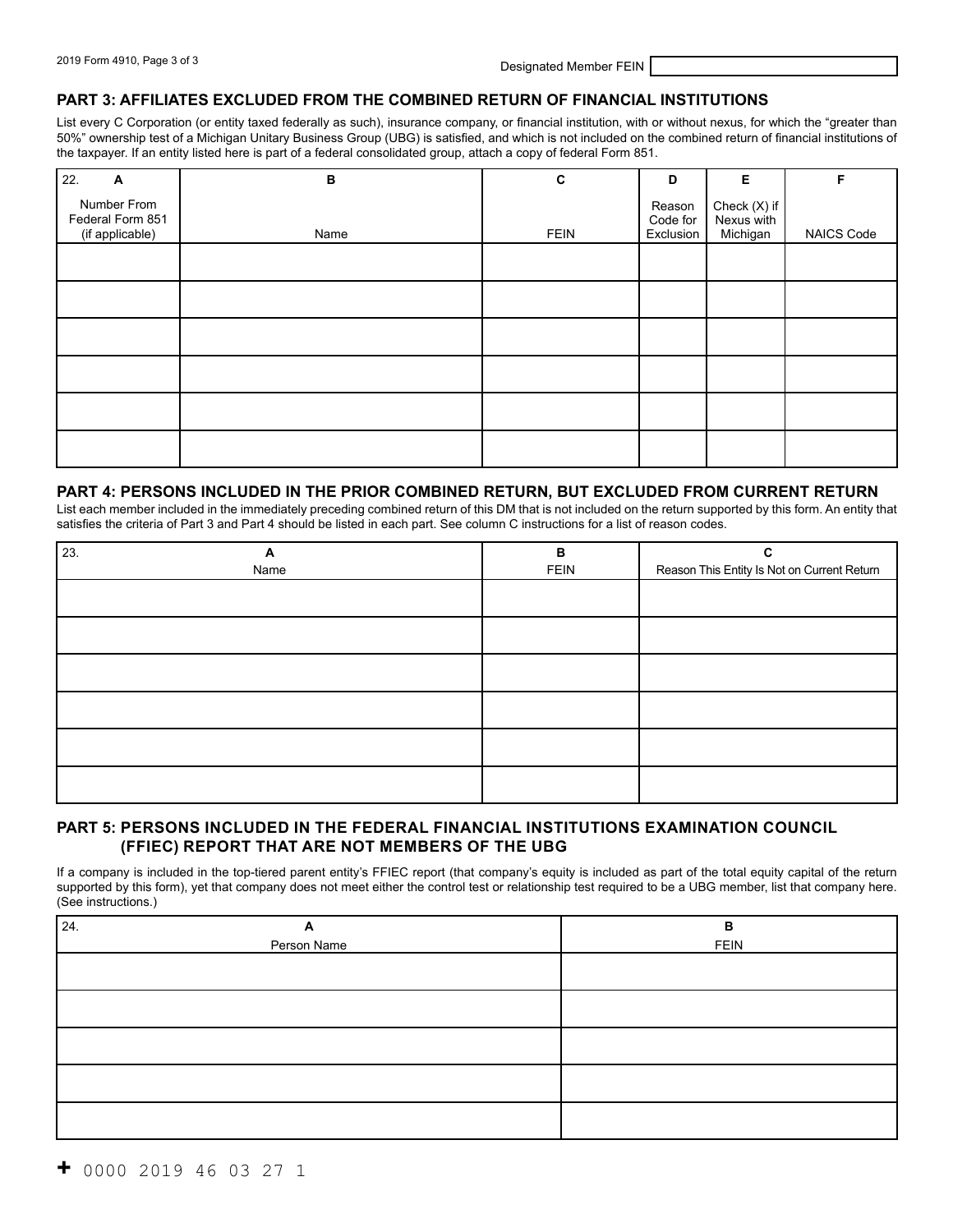Designated Member FEIN

## PART 3: AFFILIATES EXCLUDED FROM THE COMBINED RETURN OF FINANCIAL INSTITUTIONS

List every C Corporation (or entity taxed federally as such), insurance company, or financial institution, with or without nexus, for which the "greater than 50%" ownership test of a Michigan Unitary Business Group (UBG) is satisfied, and which is not included on the combined return of financial institutions of the taxpayer. If an entity listed here is part of a federal consolidated group, attach a copy of federal Form 851.

| 22. A<br>Number From Federal Form 851 (if applicable) | B<br>Name | C<br>FEIN | D<br>Reason Code for Exclusion | E<br>Check (X) if Nexus with Michigan | F<br>NAICS Code |
|---|---|---|---|---|---|
| | | | | | |
| | | | | | |
| | | | | | |
| | | | | | |
| | | | | | |
| | | | | | |

## PART 4: PERSONS INCLUDED IN THE PRIOR COMBINED RETURN, BUT EXCLUDED FROM CURRENT RETURN

List each member included in the immediately preceding combined return of this DM that is not included on the return supported by this form. An entity that satisfies the criteria of Part 3 and Part 4 should be listed in each part. See column C instructions for a list of reason codes.

| 23. A<br>Name | B<br>FEIN | C<br>Reason This Entity Is Not on Current Return |
|---|---|---|
| | | |
| | | |
| | | |
| | | |
| | | |
| | | |

## PART 5: PERSONS INCLUDED IN THE FEDERAL FINANCIAL INSTITUTIONS EXAMINATION COUNCIL (FFIEC) REPORT THAT ARE NOT MEMBERS OF THE UBG

If a company is included in the top-tiered parent entity's FFIEC report (that company's equity is included as part of the total equity capital of the return supported by this form), yet that company does not meet either the control test or relationship test required to be a UBG member, list that company here. (See instructions.)

| 24. A<br>Person Name | B<br>FEIN |
|---|---|
| | |
| | |
| | |
| | |
| | |

+ 0000 2019 46 03 27 1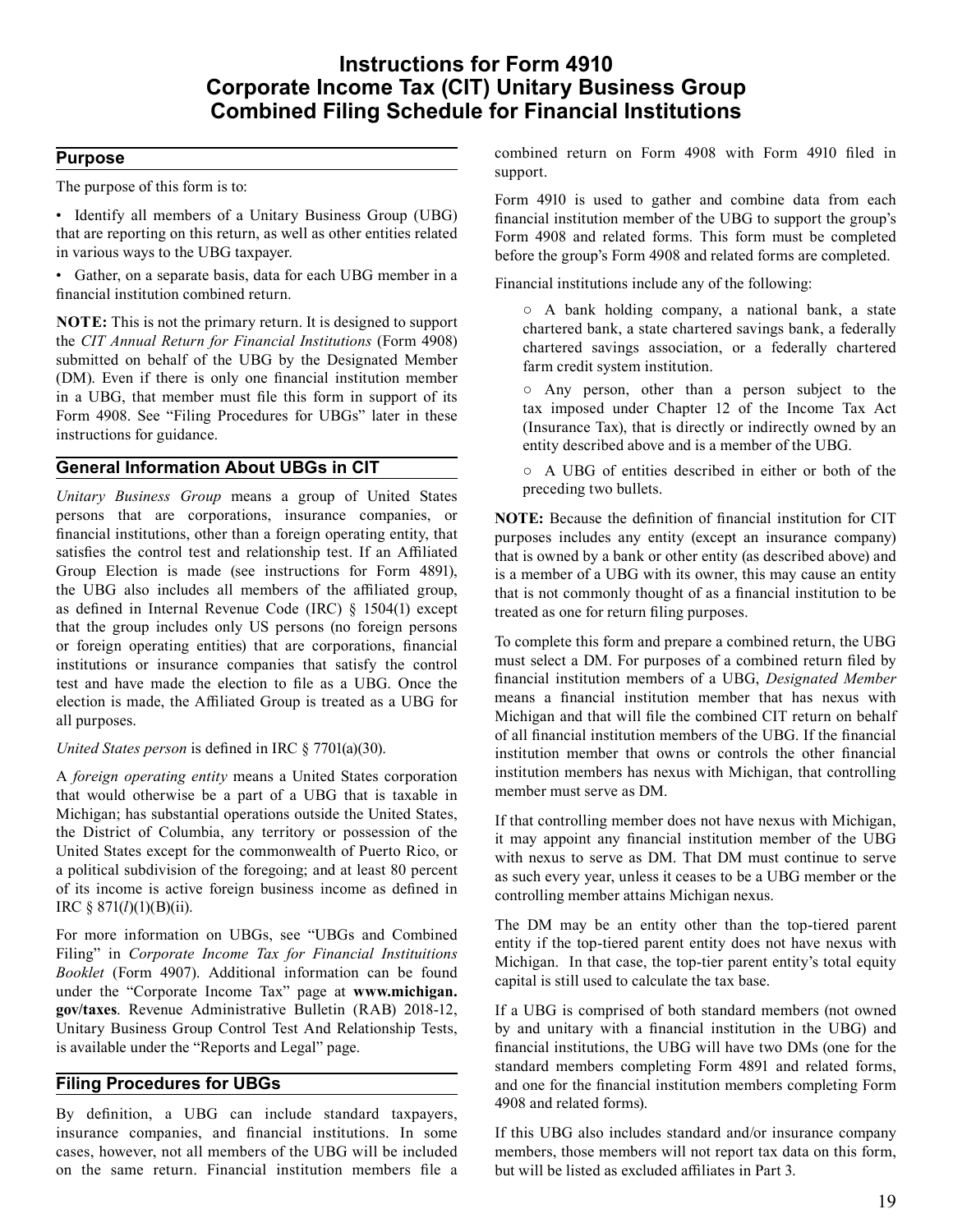# Instructions for Form 4910 Corporate Income Tax (CIT) Unitary Business Group Combined Filing Schedule for Financial Institutions

## Purpose

The purpose of this form is to:

- Identify all members of a Unitary Business Group (UBG) that are reporting on this return, as well as other entities related in various ways to the UBG taxpayer.
- Gather, on a separate basis, data for each UBG member in a financial institution combined return.

**NOTE:** This is not the primary return. It is designed to support the *CIT Annual Return for Financial Institutions* (Form 4908) submitted on behalf of the UBG by the Designated Member (DM). Even if there is only one financial institution member in a UBG, that member must file this form in support of its Form 4908. See "Filing Procedures for UBGs" later in these instructions for guidance.

## General Information About UBGs in CIT

*Unitary Business Group* means a group of United States persons that are corporations, insurance companies, or financial institutions, other than a foreign operating entity, that satisfies the control test and relationship test. If an Affiliated Group Election is made (see instructions for Form 4891), the UBG also includes all members of the affiliated group, as defined in Internal Revenue Code (IRC) § 1504(1) except that the group includes only US persons (no foreign persons or foreign operating entities) that are corporations, financial institutions or insurance companies that satisfy the control test and have made the election to file as a UBG. Once the election is made, the Affiliated Group is treated as a UBG for all purposes.

*United States person* is defined in IRC § 7701(a)(30).

A *foreign operating entity* means a United States corporation that would otherwise be a part of a UBG that is taxable in Michigan; has substantial operations outside the United States, the District of Columbia, any territory or possession of the United States except for the commonwealth of Puerto Rico, or a political subdivision of the foregoing; and at least 80 percent of its income is active foreign business income as defined in IRC § 871(*l*)(1)(B)(ii).

For more information on UBGs, see "UBGs and Combined Filing" in *Corporate Income Tax for Financial Instituitions Booklet* (Form 4907). Additional information can be found under the "Corporate Income Tax" page at **www.michigan.gov/taxes**. Revenue Administrative Bulletin (RAB) 2018-12, Unitary Business Group Control Test And Relationship Tests, is available under the "Reports and Legal" page.

## Filing Procedures for UBGs

By definition, a UBG can include standard taxpayers, insurance companies, and financial institutions. In some cases, however, not all members of the UBG will be included on the same return. Financial institution members file a combined return on Form 4908 with Form 4910 filed in support.

Form 4910 is used to gather and combine data from each financial institution member of the UBG to support the group's Form 4908 and related forms. This form must be completed before the group's Form 4908 and related forms are completed.

Financial institutions include any of the following:

- A bank holding company, a national bank, a state chartered bank, a state chartered savings bank, a federally chartered savings association, or a federally chartered farm credit system institution.
- Any person, other than a person subject to the tax imposed under Chapter 12 of the Income Tax Act (Insurance Tax), that is directly or indirectly owned by an entity described above and is a member of the UBG.
- A UBG of entities described in either or both of the preceding two bullets.

**NOTE:** Because the definition of financial institution for CIT purposes includes any entity (except an insurance company) that is owned by a bank or other entity (as described above) and is a member of a UBG with its owner, this may cause an entity that is not commonly thought of as a financial institution to be treated as one for return filing purposes.

To complete this form and prepare a combined return, the UBG must select a DM. For purposes of a combined return filed by financial institution members of a UBG, *Designated Member* means a financial institution member that has nexus with Michigan and that will file the combined CIT return on behalf of all financial institution members of the UBG. If the financial institution member that owns or controls the other financial institution members has nexus with Michigan, that controlling member must serve as DM.

If that controlling member does not have nexus with Michigan, it may appoint any financial institution member of the UBG with nexus to serve as DM. That DM must continue to serve as such every year, unless it ceases to be a UBG member or the controlling member attains Michigan nexus.

The DM may be an entity other than the top-tiered parent entity if the top-tiered parent entity does not have nexus with Michigan. In that case, the top-tier parent entity's total equity capital is still used to calculate the tax base.

If a UBG is comprised of both standard members (not owned by and unitary with a financial institution in the UBG) and financial institutions, the UBG will have two DMs (one for the standard members completing Form 4891 and related forms, and one for the financial institution members completing Form 4908 and related forms).

If this UBG also includes standard and/or insurance company members, those members will not report tax data on this form, but will be listed as excluded affiliates in Part 3.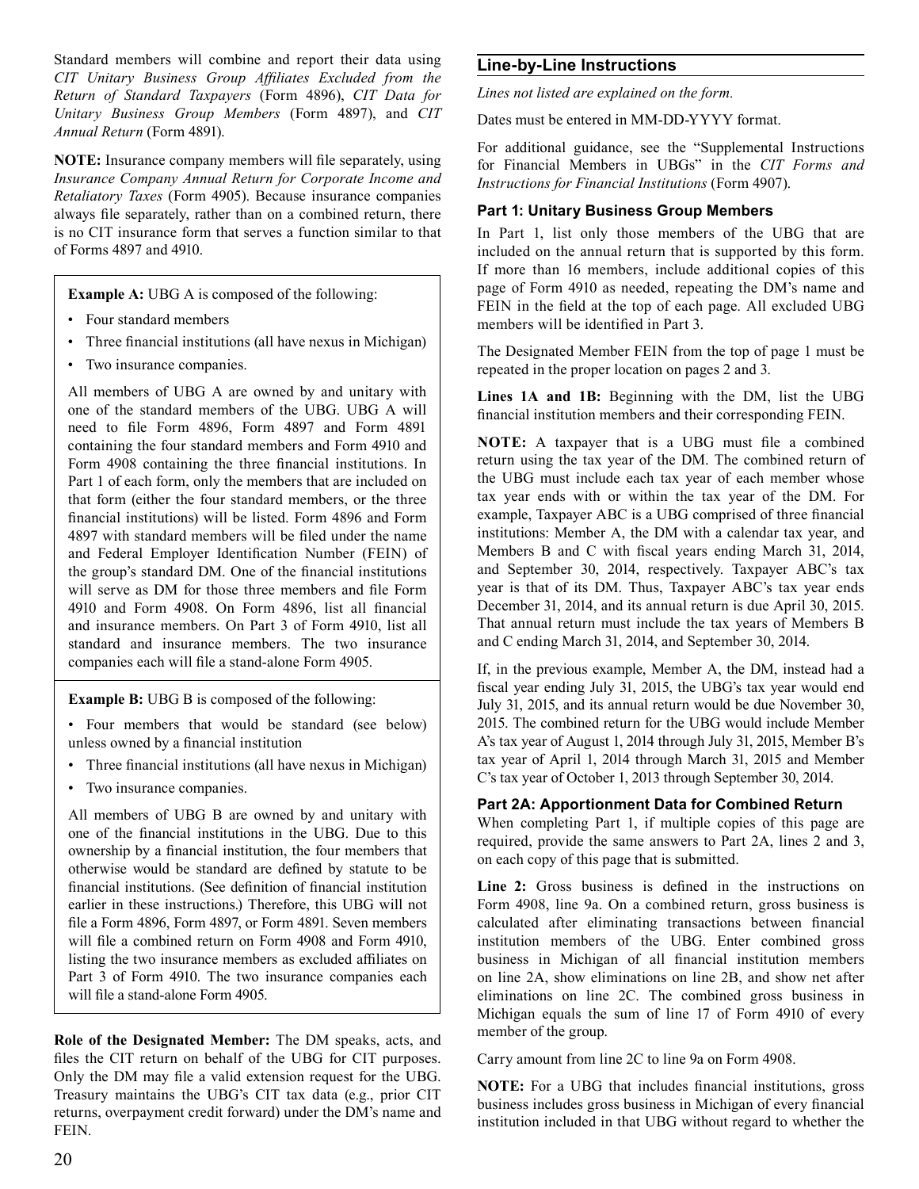Standard members will combine and report their data using *CIT Unitary Business Group Affiliates Excluded from the Return of Standard Taxpayers* (Form 4896), *CIT Data for Unitary Business Group Members* (Form 4897), and *CIT Annual Return* (Form 4891).

**NOTE:** Insurance company members will file separately, using *Insurance Company Annual Return for Corporate Income and Retaliatory Taxes* (Form 4905). Because insurance companies always file separately, rather than on a combined return, there is no CIT insurance form that serves a function similar to that of Forms 4897 and 4910.

**Example A:** UBG A is composed of the following:

- Four standard members
- Three financial institutions (all have nexus in Michigan)
- Two insurance companies.

All members of UBG A are owned by and unitary with one of the standard members of the UBG. UBG A will need to file Form 4896, Form 4897 and Form 4891 containing the four standard members and Form 4910 and Form 4908 containing the three financial institutions. In Part 1 of each form, only the members that are included on that form (either the four standard members, or the three financial institutions) will be listed. Form 4896 and Form 4897 with standard members will be filed under the name and Federal Employer Identification Number (FEIN) of the group's standard DM. One of the financial institutions will serve as DM for those three members and file Form 4910 and Form 4908. On Form 4896, list all financial and insurance members. On Part 3 of Form 4910, list all standard and insurance members. The two insurance companies each will file a stand-alone Form 4905.

**Example B:** UBG B is composed of the following:

- Four members that would be standard (see below) unless owned by a financial institution
- Three financial institutions (all have nexus in Michigan)
- Two insurance companies.

All members of UBG B are owned by and unitary with one of the financial institutions in the UBG. Due to this ownership by a financial institution, the four members that otherwise would be standard are defined by statute to be financial institutions. (See definition of financial institution earlier in these instructions.) Therefore, this UBG will not file a Form 4896, Form 4897, or Form 4891. Seven members will file a combined return on Form 4908 and Form 4910, listing the two insurance members as excluded affiliates on Part 3 of Form 4910. The two insurance companies each will file a stand-alone Form 4905.

**Role of the Designated Member:** The DM speaks, acts, and files the CIT return on behalf of the UBG for CIT purposes. Only the DM may file a valid extension request for the UBG. Treasury maintains the UBG's CIT tax data (e.g., prior CIT returns, overpayment credit forward) under the DM's name and FEIN.

## Line-by-Line Instructions

*Lines not listed are explained on the form.*

Dates must be entered in MM-DD-YYYY format.

For additional guidance, see the "Supplemental Instructions for Financial Members in UBGs" in the *CIT Forms and Instructions for Financial Institutions* (Form 4907).

### Part 1: Unitary Business Group Members

In Part 1, list only those members of the UBG that are included on the annual return that is supported by this form. If more than 16 members, include additional copies of this page of Form 4910 as needed, repeating the DM's name and FEIN in the field at the top of each page. All excluded UBG members will be identified in Part 3.

The Designated Member FEIN from the top of page 1 must be repeated in the proper location on pages 2 and 3.

**Lines 1A and 1B:** Beginning with the DM, list the UBG financial institution members and their corresponding FEIN.

**NOTE:** A taxpayer that is a UBG must file a combined return using the tax year of the DM. The combined return of the UBG must include each tax year of each member whose tax year ends with or within the tax year of the DM. For example, Taxpayer ABC is a UBG comprised of three financial institutions: Member A, the DM with a calendar tax year, and Members B and C with fiscal years ending March 31, 2014, and September 30, 2014, respectively. Taxpayer ABC's tax year is that of its DM. Thus, Taxpayer ABC's tax year ends December 31, 2014, and its annual return is due April 30, 2015. That annual return must include the tax years of Members B and C ending March 31, 2014, and September 30, 2014.

If, in the previous example, Member A, the DM, instead had a fiscal year ending July 31, 2015, the UBG's tax year would end July 31, 2015, and its annual return would be due November 30, 2015. The combined return for the UBG would include Member A's tax year of August 1, 2014 through July 31, 2015, Member B's tax year of April 1, 2014 through March 31, 2015 and Member C's tax year of October 1, 2013 through September 30, 2014.

### Part 2A: Apportionment Data for Combined Return

When completing Part 1, if multiple copies of this page are required, provide the same answers to Part 2A, lines 2 and 3, on each copy of this page that is submitted.

**Line 2:** Gross business is defined in the instructions on Form 4908, line 9a. On a combined return, gross business is calculated after eliminating transactions between financial institution members of the UBG. Enter combined gross business in Michigan of all financial institution members on line 2A, show eliminations on line 2B, and show net after eliminations on line 2C. The combined gross business in Michigan equals the sum of line 17 of Form 4910 of every member of the group.

Carry amount from line 2C to line 9a on Form 4908.

**NOTE:** For a UBG that includes financial institutions, gross business includes gross business in Michigan of every financial institution included in that UBG without regard to whether the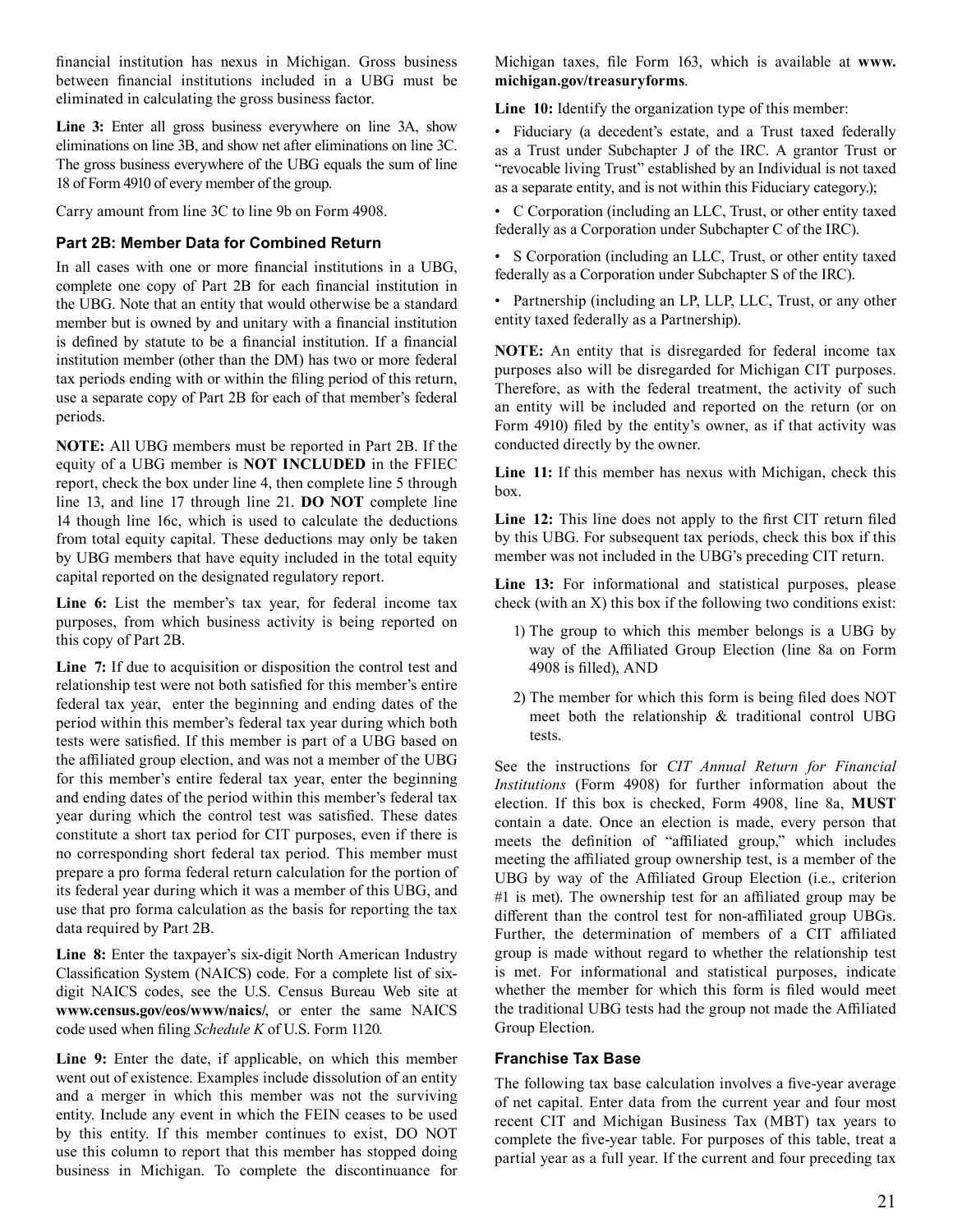financial institution has nexus in Michigan. Gross business between financial institutions included in a UBG must be eliminated in calculating the gross business factor.

**Line 3:** Enter all gross business everywhere on line 3A, show eliminations on line 3B, and show net after eliminations on line 3C. The gross business everywhere of the UBG equals the sum of line 18 of Form 4910 of every member of the group.

Carry amount from line 3C to line 9b on Form 4908.

### Part 2B: Member Data for Combined Return

In all cases with one or more financial institutions in a UBG, complete one copy of Part 2B for each financial institution in the UBG. Note that an entity that would otherwise be a standard member but is owned by and unitary with a financial institution is defined by statute to be a financial institution. If a financial institution member (other than the DM) has two or more federal tax periods ending with or within the filing period of this return, use a separate copy of Part 2B for each of that member's federal periods.

**NOTE:** All UBG members must be reported in Part 2B. If the equity of a UBG member is **NOT INCLUDED** in the FFIEC report, check the box under line 4, then complete line 5 through line 13, and line 17 through line 21. **DO NOT** complete line 14 though line 16c, which is used to calculate the deductions from total equity capital. These deductions may only be taken by UBG members that have equity included in the total equity capital reported on the designated regulatory report.

**Line 6:** List the member's tax year, for federal income tax purposes, from which business activity is being reported on this copy of Part 2B.

**Line 7:** If due to acquisition or disposition the control test and relationship test were not both satisfied for this member's entire federal tax year, enter the beginning and ending dates of the period within this member's federal tax year during which both tests were satisfied. If this member is part of a UBG based on the affiliated group election, and was not a member of the UBG for this member's entire federal tax year, enter the beginning and ending dates of the period within this member's federal tax year during which the control test was satisfied. These dates constitute a short tax period for CIT purposes, even if there is no corresponding short federal tax period. This member must prepare a pro forma federal return calculation for the portion of its federal year during which it was a member of this UBG, and use that pro forma calculation as the basis for reporting the tax data required by Part 2B.

**Line 8:** Enter the taxpayer's six-digit North American Industry Classification System (NAICS) code. For a complete list of six-digit NAICS codes, see the U.S. Census Bureau Web site at **www.census.gov/eos/www/naics/**, or enter the same NAICS code used when filing *Schedule K* of U.S. Form 1120.

**Line 9:** Enter the date, if applicable, on which this member went out of existence. Examples include dissolution of an entity and a merger in which this member was not the surviving entity. Include any event in which the FEIN ceases to be used by this entity. If this member continues to exist, DO NOT use this column to report that this member has stopped doing business in Michigan. To complete the discontinuance for Michigan taxes, file Form 163, which is available at **www.michigan.gov/treasuryforms**.

**Line 10:** Identify the organization type of this member:

- Fiduciary (a decedent's estate, and a Trust taxed federally as a Trust under Subchapter J of the IRC. A grantor Trust or "revocable living Trust" established by an Individual is not taxed as a separate entity, and is not within this Fiduciary category.);
- C Corporation (including an LLC, Trust, or other entity taxed federally as a Corporation under Subchapter C of the IRC).
- S Corporation (including an LLC, Trust, or other entity taxed federally as a Corporation under Subchapter S of the IRC).
- Partnership (including an LP, LLP, LLC, Trust, or any other entity taxed federally as a Partnership).

**NOTE:** An entity that is disregarded for federal income tax purposes also will be disregarded for Michigan CIT purposes. Therefore, as with the federal treatment, the activity of such an entity will be included and reported on the return (or on Form 4910) filed by the entity's owner, as if that activity was conducted directly by the owner.

**Line 11:** If this member has nexus with Michigan, check this box.

**Line 12:** This line does not apply to the first CIT return filed by this UBG. For subsequent tax periods, check this box if this member was not included in the UBG's preceding CIT return.

**Line 13:** For informational and statistical purposes, please check (with an X) this box if the following two conditions exist:

1) The group to which this member belongs is a UBG by way of the Affiliated Group Election (line 8a on Form 4908 is filled), AND
2) The member for which this form is being filed does NOT meet both the relationship & traditional control UBG tests.

See the instructions for *CIT Annual Return for Financial Institutions* (Form 4908) for further information about the election. If this box is checked, Form 4908, line 8a, **MUST** contain a date. Once an election is made, every person that meets the definition of "affiliated group," which includes meeting the affiliated group ownership test, is a member of the UBG by way of the Affiliated Group Election (i.e., criterion #1 is met). The ownership test for an affiliated group may be different than the control test for non-affiliated group UBGs. Further, the determination of members of a CIT affiliated group is made without regard to whether the relationship test is met. For informational and statistical purposes, indicate whether the member for which this form is filed would meet the traditional UBG tests had the group not made the Affiliated Group Election.

### Franchise Tax Base

The following tax base calculation involves a five-year average of net capital. Enter data from the current year and four most recent CIT and Michigan Business Tax (MBT) tax years to complete the five-year table. For purposes of this table, treat a partial year as a full year. If the current and four preceding tax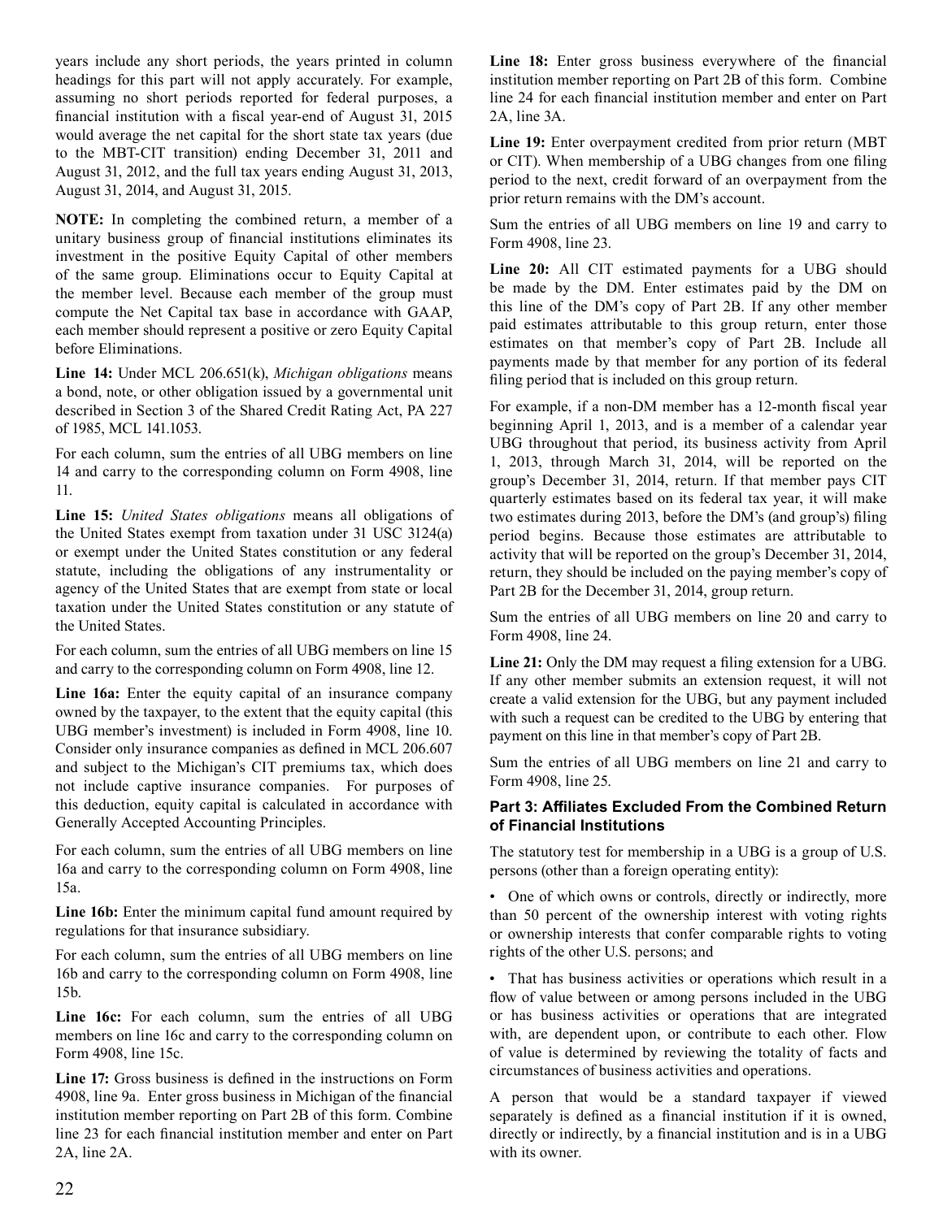years include any short periods, the years printed in column headings for this part will not apply accurately. For example, assuming no short periods reported for federal purposes, a financial institution with a fiscal year-end of August 31, 2015 would average the net capital for the short state tax years (due to the MBT-CIT transition) ending December 31, 2011 and August 31, 2012, and the full tax years ending August 31, 2013, August 31, 2014, and August 31, 2015.

**NOTE:** In completing the combined return, a member of a unitary business group of financial institutions eliminates its investment in the positive Equity Capital of other members of the same group. Eliminations occur to Equity Capital at the member level. Because each member of the group must compute the Net Capital tax base in accordance with GAAP, each member should represent a positive or zero Equity Capital before Eliminations.

**Line 14:** Under MCL 206.651(k), *Michigan obligations* means a bond, note, or other obligation issued by a governmental unit described in Section 3 of the Shared Credit Rating Act, PA 227 of 1985, MCL 141.1053.

For each column, sum the entries of all UBG members on line 14 and carry to the corresponding column on Form 4908, line 11.

**Line 15:** *United States obligations* means all obligations of the United States exempt from taxation under 31 USC 3124(a) or exempt under the United States constitution or any federal statute, including the obligations of any instrumentality or agency of the United States that are exempt from state or local taxation under the United States constitution or any statute of the United States.

For each column, sum the entries of all UBG members on line 15 and carry to the corresponding column on Form 4908, line 12.

**Line 16a:** Enter the equity capital of an insurance company owned by the taxpayer, to the extent that the equity capital (this UBG member's investment) is included in Form 4908, line 10. Consider only insurance companies as defined in MCL 206.607 and subject to the Michigan's CIT premiums tax, which does not include captive insurance companies. For purposes of this deduction, equity capital is calculated in accordance with Generally Accepted Accounting Principles.

For each column, sum the entries of all UBG members on line 16a and carry to the corresponding column on Form 4908, line 15a.

**Line 16b:** Enter the minimum capital fund amount required by regulations for that insurance subsidiary.

For each column, sum the entries of all UBG members on line 16b and carry to the corresponding column on Form 4908, line 15b.

**Line 16c:** For each column, sum the entries of all UBG members on line 16c and carry to the corresponding column on Form 4908, line 15c.

**Line 17:** Gross business is defined in the instructions on Form 4908, line 9a. Enter gross business in Michigan of the financial institution member reporting on Part 2B of this form. Combine line 23 for each financial institution member and enter on Part 2A, line 2A.

**Line 18:** Enter gross business everywhere of the financial institution member reporting on Part 2B of this form. Combine line 24 for each financial institution member and enter on Part 2A, line 3A.

**Line 19:** Enter overpayment credited from prior return (MBT or CIT). When membership of a UBG changes from one filing period to the next, credit forward of an overpayment from the prior return remains with the DM's account.

Sum the entries of all UBG members on line 19 and carry to Form 4908, line 23.

**Line 20:** All CIT estimated payments for a UBG should be made by the DM. Enter estimates paid by the DM on this line of the DM's copy of Part 2B. If any other member paid estimates attributable to this group return, enter those estimates on that member's copy of Part 2B. Include all payments made by that member for any portion of its federal filing period that is included on this group return.

For example, if a non-DM member has a 12-month fiscal year beginning April 1, 2013, and is a member of a calendar year UBG throughout that period, its business activity from April 1, 2013, through March 31, 2014, will be reported on the group's December 31, 2014, return. If that member pays CIT quarterly estimates based on its federal tax year, it will make two estimates during 2013, before the DM's (and group's) filing period begins. Because those estimates are attributable to activity that will be reported on the group's December 31, 2014, return, they should be included on the paying member's copy of Part 2B for the December 31, 2014, group return.

Sum the entries of all UBG members on line 20 and carry to Form 4908, line 24.

**Line 21:** Only the DM may request a filing extension for a UBG. If any other member submits an extension request, it will not create a valid extension for the UBG, but any payment included with such a request can be credited to the UBG by entering that payment on this line in that member's copy of Part 2B.

Sum the entries of all UBG members on line 21 and carry to Form 4908, line 25.

### Part 3: Affiliates Excluded From the Combined Return of Financial Institutions

The statutory test for membership in a UBG is a group of U.S. persons (other than a foreign operating entity):

- One of which owns or controls, directly or indirectly, more than 50 percent of the ownership interest with voting rights or ownership interests that confer comparable rights to voting rights of the other U.S. persons; and
- That has business activities or operations which result in a flow of value between or among persons included in the UBG or has business activities or operations that are integrated with, are dependent upon, or contribute to the totality of each other. Flow of value is determined by reviewing the totality of facts and circumstances of business activities and operations.

A person that would be a standard taxpayer if viewed separately is defined as a financial institution if it is owned, directly or indirectly, by a financial institution and is in a UBG with its owner.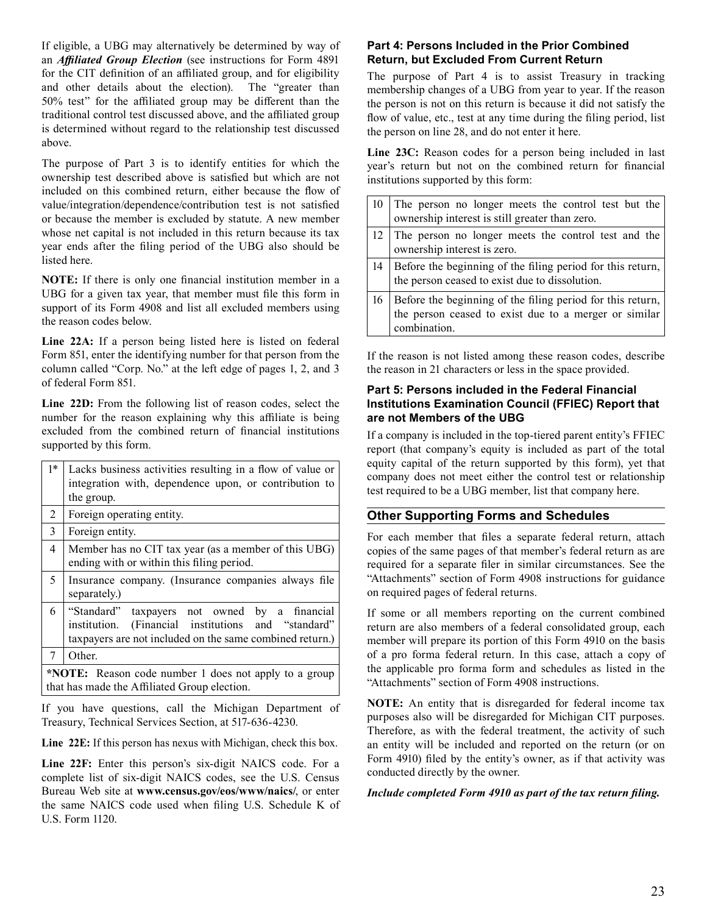If eligible, a UBG may alternatively be determined by way of an ***Affiliated Group Election*** (see instructions for Form 4891 for the CIT definition of an affiliated group, and for eligibility and other details about the election). The "greater than 50% test" for the affiliated group may be different than the traditional control test discussed above, and the affiliated group is determined without regard to the relationship test discussed above.

The purpose of Part 3 is to identify entities for which the ownership test described above is satisfied but which are not included on this combined return, either because the flow of value/integration/dependence/contribution test is not satisfied or because the member is excluded by statute. A new member whose net capital is not included in this return because its tax year ends after the filing period of the UBG also should be listed here.

**NOTE:** If there is only one financial institution member in a UBG for a given tax year, that member must file this form in support of its Form 4908 and list all excluded members using the reason codes below.

**Line 22A:** If a person being listed here is listed on federal Form 851, enter the identifying number for that person from the column called "Corp. No." at the left edge of pages 1, 2, and 3 of federal Form 851.

**Line 22D:** From the following list of reason codes, select the number for the reason explaining why this affiliate is being excluded from the combined return of financial institutions supported by this form.

| | |
|---|---|
| 1* | Lacks business activities resulting in a flow of value or integration with, dependence upon, or contribution to the group. |
| 2 | Foreign operating entity. |
| 3 | Foreign entity. |
| 4 | Member has no CIT tax year (as a member of this UBG) ending with or within this filing period. |
| 5 | Insurance company. (Insurance companies always file separately.) |
| 6 | "Standard" taxpayers not owned by a financial institution. (Financial institutions and "standard" taxpayers are not included on the same combined return.) |
| 7 | Other. |
| ***NOTE:** Reason code number 1 does not apply to a group that has made the Affiliated Group election. | |

If you have questions, call the Michigan Department of Treasury, Technical Services Section, at 517-636-4230.

**Line 22E:** If this person has nexus with Michigan, check this box.

**Line 22F:** Enter this person's six-digit NAICS code. For a complete list of six-digit NAICS codes, see the U.S. Census Bureau Web site at **www.census.gov/eos/www/naics/**, or enter the same NAICS code used when filing U.S. Schedule K of U.S. Form 1120.

### Part 4: Persons Included in the Prior Combined Return, but Excluded From Current Return

The purpose of Part 4 is to assist Treasury in tracking membership changes of a UBG from year to year. If the reason the person is not on this return is because it did not satisfy the flow of value, etc., test at any time during the filing period, list the person on line 28, and do not enter it here.

**Line 23C:** Reason codes for a person being included in last year's return but not on the combined return for financial institutions supported by this form:

| | |
|---|---|
| 10 | The person no longer meets the control test but the ownership interest is still greater than zero. |
| 12 | The person no longer meets the control test and the ownership interest is zero. |
| 14 | Before the beginning of the filing period for this return, the person ceased to exist due to dissolution. |
| 16 | Before the beginning of the filing period for this return, the person ceased to exist due to a merger or similar combination. |

If the reason is not listed among these reason codes, describe the reason in 21 characters or less in the space provided.

### Part 5: Persons included in the Federal Financial Institutions Examination Council (FFIEC) Report that are not Members of the UBG

If a company is included in the top-tiered parent entity's FFIEC report (that company's equity is included as part of the total equity capital of the return supported by this form), yet that company does not meet either the control test or relationship test required to be a UBG member, list that company here.

## Other Supporting Forms and Schedules

For each member that files a separate federal return, attach copies of the same pages of that member's federal return as are required for a separate filer in similar circumstances. See the "Attachments" section of Form 4908 instructions for guidance on required pages of federal returns.

If some or all members reporting on the current combined return are also members of a federal consolidated group, each member will prepare its portion of this Form 4910 on the basis of a pro forma federal return. In this case, attach a copy of the applicable pro forma form and schedules as listed in the "Attachments" section of Form 4908 instructions.

**NOTE:** An entity that is disregarded for federal income tax purposes also will be disregarded for Michigan CIT purposes. Therefore, as with the federal treatment, the activity of such an entity will be included and reported on the return (or on Form 4910) filed by the entity's owner, as if that activity was conducted directly by the owner.

***Include completed Form 4910 as part of the tax return filing.***